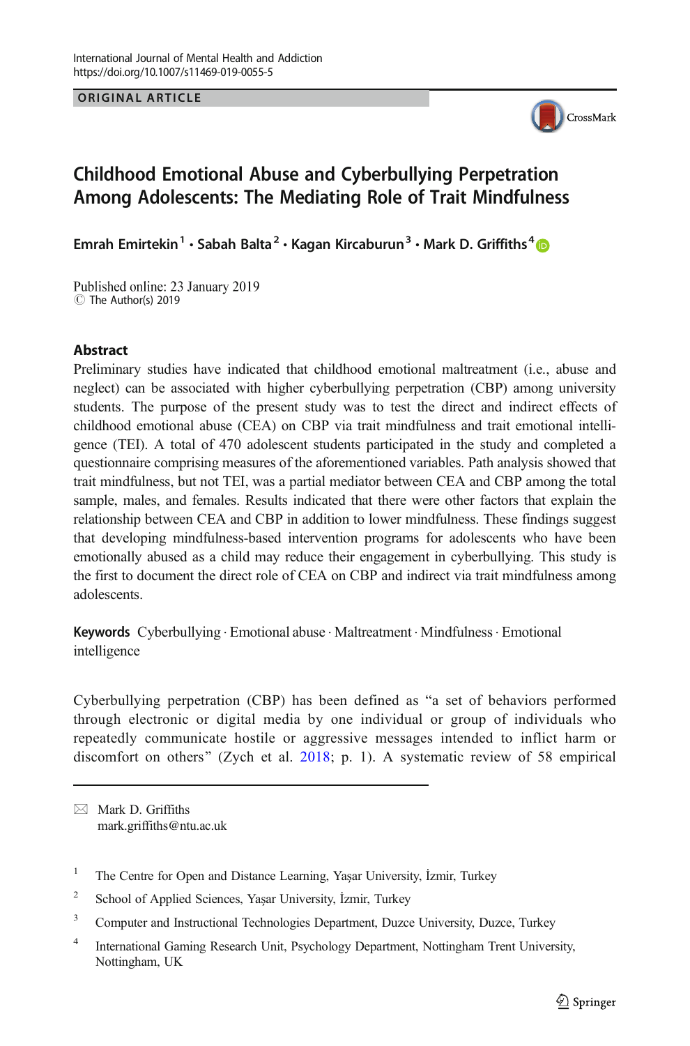ORIGINAL ARTICLE

# Childhood Emotional Abuse and Cyberbullying Perpetration Among Adolescents: The Mediating Role of Trait Mindfulness

Emrah Emirtekin[1] · Sabah Balta[2] · Kagan Kircaburun[3] · Mark D. Griffiths[4]

Published online: 23 January 2019
© The Author(s) 2019

## Abstract

Preliminary studies have indicated that childhood emotional maltreatment (i.e., abuse and neglect) can be associated with higher cyberbullying perpetration (CBP) among university students. The purpose of the present study was to test the direct and indirect effects of childhood emotional abuse (CEA) on CBP via trait mindfulness and trait emotional intelligence (TEI). A total of 470 adolescent students participated in the study and completed a questionnaire comprising measures of the aforementioned variables. Path analysis showed that trait mindfulness, but not TEI, was a partial mediator between CEA and CBP among the total sample, males, and females. Results indicated that there were other factors that explain the relationship between CEA and CBP in addition to lower mindfulness. These findings suggest that developing mindfulness-based intervention programs for adolescents who have been emotionally abused as a child may reduce their engagement in cyberbullying. This study is the first to document the direct role of CEA on CBP and indirect via trait mindfulness among adolescents.

**Keywords** Cyberbullying · Emotional abuse · Maltreatment · Mindfulness · Emotional intelligence

Cyberbullying perpetration (CBP) has been defined as "a set of behaviors performed through electronic or digital media by one individual or group of individuals who repeatedly communicate hostile or aggressive messages intended to inflict harm or discomfort on others" (Zych et al. 2018; p. 1). A systematic review of 58 empirical

---

✉ Mark D. Griffiths
mark.griffiths@ntu.ac.uk

[1] The Centre for Open and Distance Learning, Yaşar University, İzmir, Turkey

[2] School of Applied Sciences, Yaşar University, İzmir, Turkey

[3] Computer and Instructional Technologies Department, Duzce University, Duzce, Turkey

[4] International Gaming Research Unit, Psychology Department, Nottingham Trent University, Nottingham, UK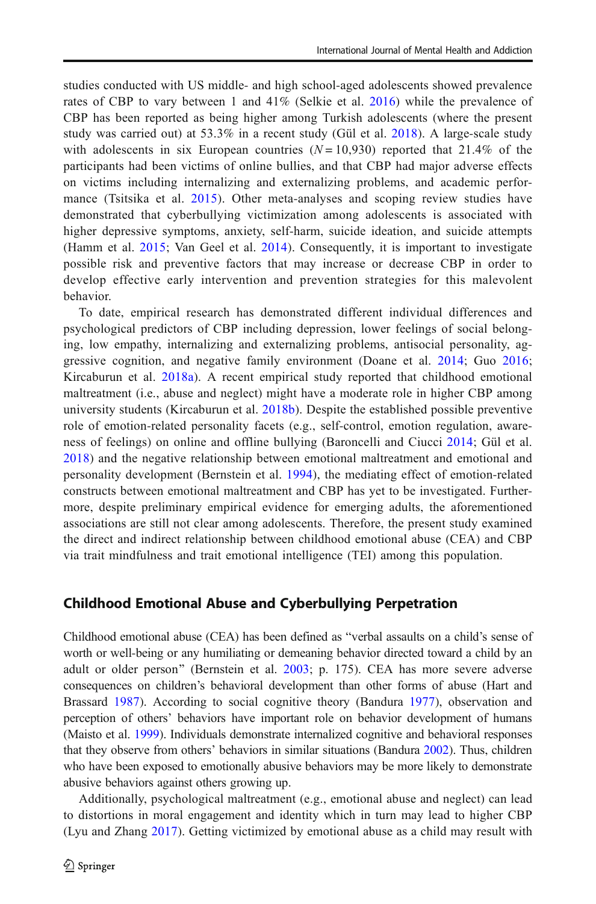studies conducted with US middle- and high school-aged adolescents showed prevalence rates of CBP to vary between 1 and 41% (Selkie et al. 2016) while the prevalence of CBP has been reported as being higher among Turkish adolescents (where the present study was carried out) at 53.3% in a recent study (Gül et al. 2018). A large-scale study with adolescents in six European countries ($N = 10{,}930$) reported that 21.4% of the participants had been victims of online bullies, and that CBP had major adverse effects on victims including internalizing and externalizing problems, and academic performance (Tsitsika et al. 2015). Other meta-analyses and scoping review studies have demonstrated that cyberbullying victimization among adolescents is associated with higher depressive symptoms, anxiety, self-harm, suicide ideation, and suicide attempts (Hamm et al. 2015; Van Geel et al. 2014). Consequently, it is important to investigate possible risk and preventive factors that may increase or decrease CBP in order to develop effective early intervention and prevention strategies for this malevolent behavior.

To date, empirical research has demonstrated different individual differences and psychological predictors of CBP including depression, lower feelings of social belonging, low empathy, internalizing and externalizing problems, antisocial personality, aggressive cognition, and negative family environment (Doane et al. 2014; Guo 2016; Kircaburun et al. 2018a). A recent empirical study reported that childhood emotional maltreatment (i.e., abuse and neglect) might have a moderate role in higher CBP among university students (Kircaburun et al. 2018b). Despite the established possible preventive role of emotion-related personality facets (e.g., self-control, emotion regulation, awareness of feelings) on online and offline bullying (Baroncelli and Ciucci 2014; Gül et al. 2018) and the negative relationship between emotional maltreatment and emotional and personality development (Bernstein et al. 1994), the mediating effect of emotion-related constructs between emotional maltreatment and CBP has yet to be investigated. Furthermore, despite preliminary empirical evidence for emerging adults, the aforementioned associations are still not clear among adolescents. Therefore, the present study examined the direct and indirect relationship between childhood emotional abuse (CEA) and CBP via trait mindfulness and trait emotional intelligence (TEI) among this population.

## Childhood Emotional Abuse and Cyberbullying Perpetration

Childhood emotional abuse (CEA) has been defined as "verbal assaults on a child's sense of worth or well-being or any humiliating or demeaning behavior directed toward a child by an adult or older person" (Bernstein et al. 2003; p. 175). CEA has more severe adverse consequences on children's behavioral development than other forms of abuse (Hart and Brassard 1987). According to social cognitive theory (Bandura 1977), observation and perception of others' behaviors have important role on behavior development of humans (Maisto et al. 1999). Individuals demonstrate internalized cognitive and behavioral responses that they observe from others' behaviors in similar situations (Bandura 2002). Thus, children who have been exposed to emotionally abusive behaviors may be more likely to demonstrate abusive behaviors against others growing up.

Additionally, psychological maltreatment (e.g., emotional abuse and neglect) can lead to distortions in moral engagement and identity which in turn may lead to higher CBP (Lyu and Zhang 2017). Getting victimized by emotional abuse as a child may result with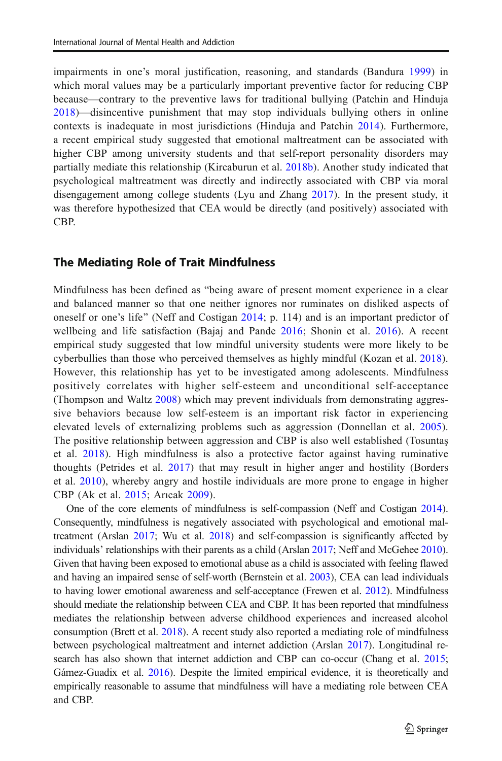impairments in one's moral justification, reasoning, and standards (Bandura 1999) in which moral values may be a particularly important preventive factor for reducing CBP because—contrary to the preventive laws for traditional bullying (Patchin and Hinduja 2018)—disincentive punishment that may stop individuals bullying others in online contexts is inadequate in most jurisdictions (Hinduja and Patchin 2014). Furthermore, a recent empirical study suggested that emotional maltreatment can be associated with higher CBP among university students and that self-report personality disorders may partially mediate this relationship (Kircaburun et al. 2018b). Another study indicated that psychological maltreatment was directly and indirectly associated with CBP via moral disengagement among college students (Lyu and Zhang 2017). In the present study, it was therefore hypothesized that CEA would be directly (and positively) associated with CBP.

## The Mediating Role of Trait Mindfulness

Mindfulness has been defined as "being aware of present moment experience in a clear and balanced manner so that one neither ignores nor ruminates on disliked aspects of oneself or one's life" (Neff and Costigan 2014; p. 114) and is an important predictor of wellbeing and life satisfaction (Bajaj and Pande 2016; Shonin et al. 2016). A recent empirical study suggested that low mindful university students were more likely to be cyberbullies than those who perceived themselves as highly mindful (Kozan et al. 2018). However, this relationship has yet to be investigated among adolescents. Mindfulness positively correlates with higher self-esteem and unconditional self-acceptance (Thompson and Waltz 2008) which may prevent individuals from demonstrating aggressive behaviors because low self-esteem is an important risk factor in experiencing elevated levels of externalizing problems such as aggression (Donnellan et al. 2005). The positive relationship between aggression and CBP is also well established (Tosuntaş et al. 2018). High mindfulness is also a protective factor against having ruminative thoughts (Petrides et al. 2017) that may result in higher anger and hostility (Borders et al. 2010), whereby angry and hostile individuals are more prone to engage in higher CBP (Ak et al. 2015; Arıcak 2009).

One of the core elements of mindfulness is self-compassion (Neff and Costigan 2014). Consequently, mindfulness is negatively associated with psychological and emotional maltreatment (Arslan 2017; Wu et al. 2018) and self-compassion is significantly affected by individuals' relationships with their parents as a child (Arslan 2017; Neff and McGehee 2010). Given that having been exposed to emotional abuse as a child is associated with feeling flawed and having an impaired sense of self-worth (Bernstein et al. 2003), CEA can lead individuals to having lower emotional awareness and self-acceptance (Frewen et al. 2012). Mindfulness should mediate the relationship between CEA and CBP. It has been reported that mindfulness mediates the relationship between adverse childhood experiences and increased alcohol consumption (Brett et al. 2018). A recent study also reported a mediating role of mindfulness between psychological maltreatment and internet addiction (Arslan 2017). Longitudinal research has also shown that internet addiction and CBP can co-occur (Chang et al. 2015; Gámez-Guadix et al. 2016). Despite the limited empirical evidence, it is theoretically and empirically reasonable to assume that mindfulness will have a mediating role between CEA and CBP.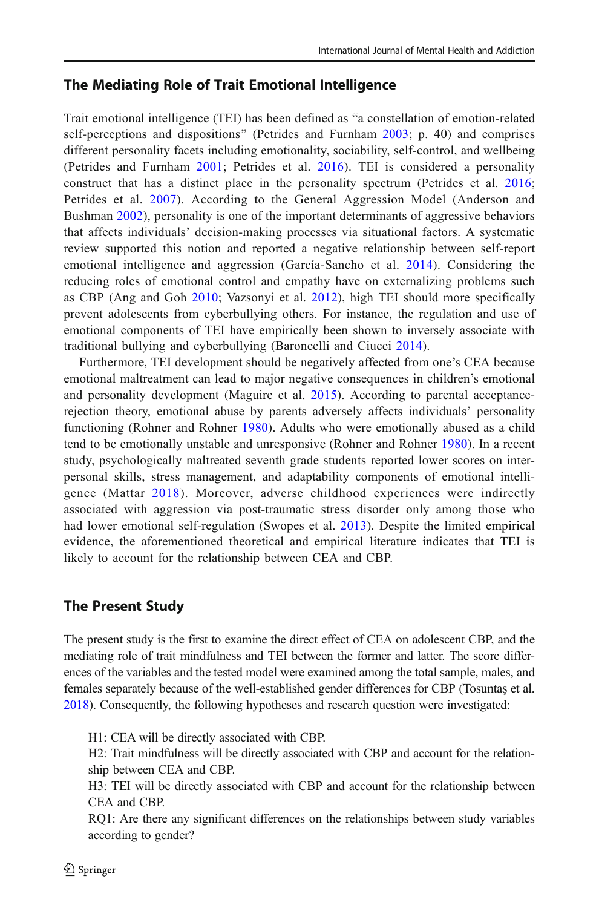## The Mediating Role of Trait Emotional Intelligence

Trait emotional intelligence (TEI) has been defined as "a constellation of emotion-related self-perceptions and dispositions" (Petrides and Furnham 2003; p. 40) and comprises different personality facets including emotionality, sociability, self-control, and wellbeing (Petrides and Furnham 2001; Petrides et al. 2016). TEI is considered a personality construct that has a distinct place in the personality spectrum (Petrides et al. 2016; Petrides et al. 2007). According to the General Aggression Model (Anderson and Bushman 2002), personality is one of the important determinants of aggressive behaviors that affects individuals' decision-making processes via situational factors. A systematic review supported this notion and reported a negative relationship between self-report emotional intelligence and aggression (García-Sancho et al. 2014). Considering the reducing roles of emotional control and empathy have on externalizing problems such as CBP (Ang and Goh 2010; Vazsonyi et al. 2012), high TEI should more specifically prevent adolescents from cyberbullying others. For instance, the regulation and use of emotional components of TEI have empirically been shown to inversely associate with traditional bullying and cyberbullying (Baroncelli and Ciucci 2014).

Furthermore, TEI development should be negatively affected from one's CEA because emotional maltreatment can lead to major negative consequences in children's emotional and personality development (Maguire et al. 2015). According to parental acceptance-rejection theory, emotional abuse by parents adversely affects individuals' personality functioning (Rohner and Rohner 1980). Adults who were emotionally abused as a child tend to be emotionally unstable and unresponsive (Rohner and Rohner 1980). In a recent study, psychologically maltreated seventh grade students reported lower scores on interpersonal skills, stress management, and adaptability components of emotional intelligence (Mattar 2018). Moreover, adverse childhood experiences were indirectly associated with aggression via post-traumatic stress disorder only among those who had lower emotional self-regulation (Swopes et al. 2013). Despite the limited empirical evidence, the aforementioned theoretical and empirical literature indicates that TEI is likely to account for the relationship between CEA and CBP.

## The Present Study

The present study is the first to examine the direct effect of CEA on adolescent CBP, and the mediating role of trait mindfulness and TEI between the former and latter. The score differences of the variables and the tested model were examined among the total sample, males, and females separately because of the well-established gender differences for CBP (Tosuntaş et al. 2018). Consequently, the following hypotheses and research question were investigated:

H1: CEA will be directly associated with CBP.

H2: Trait mindfulness will be directly associated with CBP and account for the relationship between CEA and CBP.

H3: TEI will be directly associated with CBP and account for the relationship between CEA and CBP.

RQ1: Are there any significant differences on the relationships between study variables according to gender?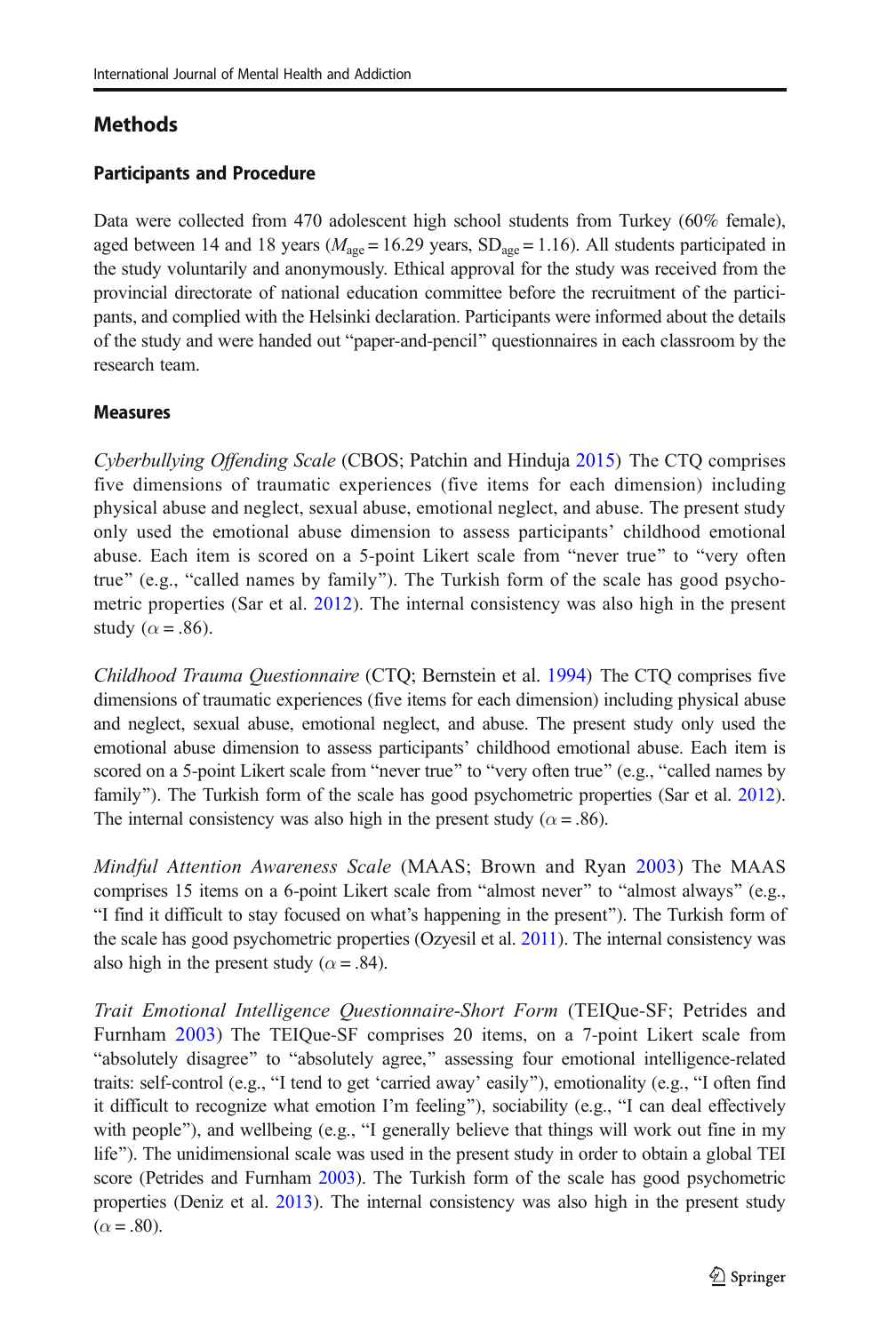## Methods

### Participants and Procedure

Data were collected from 470 adolescent high school students from Turkey (60% female), aged between 14 and 18 years ($M_{age} = 16.29$ years, $SD_{age} = 1.16$). All students participated in the study voluntarily and anonymously. Ethical approval for the study was received from the provincial directorate of national education committee before the recruitment of the participants, and complied with the Helsinki declaration. Participants were informed about the details of the study and were handed out "paper-and-pencil" questionnaires in each classroom by the research team.

### Measures

*Cyberbullying Offending Scale* (CBOS; Patchin and Hinduja 2015) The CTQ comprises five dimensions of traumatic experiences (five items for each dimension) including physical abuse and neglect, sexual abuse, emotional neglect, and abuse. The present study only used the emotional abuse dimension to assess participants' childhood emotional abuse. Each item is scored on a 5-point Likert scale from "never true" to "very often true" (e.g., "called names by family"). The Turkish form of the scale has good psychometric properties (Sar et al. 2012). The internal consistency was also high in the present study ($\alpha = .86$).

*Childhood Trauma Questionnaire* (CTQ; Bernstein et al. 1994) The CTQ comprises five dimensions of traumatic experiences (five items for each dimension) including physical abuse and neglect, sexual abuse, emotional neglect, and abuse. The present study only used the emotional abuse dimension to assess participants' childhood emotional abuse. Each item is scored on a 5-point Likert scale from "never true" to "very often true" (e.g., "called names by family"). The Turkish form of the scale has good psychometric properties (Sar et al. 2012). The internal consistency was also high in the present study ($\alpha = .86$).

*Mindful Attention Awareness Scale* (MAAS; Brown and Ryan 2003) The MAAS comprises 15 items on a 6-point Likert scale from "almost never" to "almost always" (e.g., "I find it difficult to stay focused on what's happening in the present"). The Turkish form of the scale has good psychometric properties (Ozyesil et al. 2011). The internal consistency was also high in the present study ($\alpha = .84$).

*Trait Emotional Intelligence Questionnaire-Short Form* (TEIQue-SF; Petrides and Furnham 2003) The TEIQue-SF comprises 20 items, on a 7-point Likert scale from "absolutely disagree" to "absolutely agree," assessing four emotional intelligence-related traits: self-control (e.g., "I tend to get 'carried away' easily"), emotionality (e.g., "I often find it difficult to recognize what emotion I'm feeling"), sociability (e.g., "I can deal effectively with people"), and wellbeing (e.g., "I generally believe that things will work out fine in my life"). The unidimensional scale was used in the present study in order to obtain a global TEI score (Petrides and Furnham 2003). The Turkish form of the scale has good psychometric properties (Deniz et al. 2013). The internal consistency was also high in the present study ($\alpha = .80$).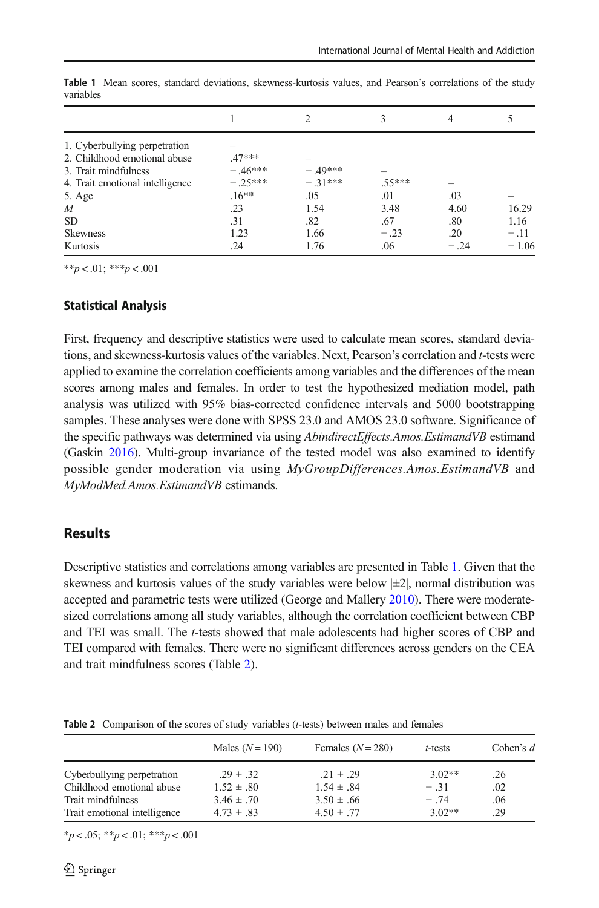**Table 1** Mean scores, standard deviations, skewness-kurtosis values, and Pearson's correlations of the study variables

| | 1 | 2 | 3 | 4 | 5 |
|---|---|---|---|---|---|
| 1. Cyberbullying perpetration | – | | | | |
| 2. Childhood emotional abuse | .47*** | – | | | |
| 3. Trait mindfulness | − .46*** | − .49*** | – | | |
| 4. Trait emotional intelligence | − .25*** | − .31*** | .55*** | – | |
| 5. Age | .16** | .05 | .01 | .03 | – |
| *M* | .23 | 1.54 | 3.48 | 4.60 | 16.29 |
| SD | .31 | .82 | .67 | .80 | 1.16 |
| Skewness | 1.23 | 1.66 | − .23 | .20 | − .11 |
| Kurtosis | .24 | 1.76 | .06 | − .24 | − 1.06 |

$^{**}p < .01$; $^{***}p < .001$

### Statistical Analysis

First, frequency and descriptive statistics were used to calculate mean scores, standard deviations, and skewness-kurtosis values of the variables. Next, Pearson's correlation and *t*-tests were applied to examine the correlation coefficients among variables and the differences of the mean scores among males and females. In order to test the hypothesized mediation model, path analysis was utilized with 95% bias-corrected confidence intervals and 5000 bootstrapping samples. These analyses were done with SPSS 23.0 and AMOS 23.0 software. Significance of the specific pathways was determined via using *AbindirectEffects.Amos.EstimandVB* estimand (Gaskin 2016). Multi-group invariance of the tested model was also examined to identify possible gender moderation via using *MyGroupDifferences.Amos.EstimandVB* and *MyModMed.Amos.EstimandVB* estimands.

## Results

Descriptive statistics and correlations among variables are presented in Table 1. Given that the skewness and kurtosis values of the study variables were below |±2|, normal distribution was accepted and parametric tests were utilized (George and Mallery 2010). There were moderate-sized correlations among all study variables, although the correlation coefficient between CBP and TEI was small. The *t*-tests showed that male adolescents had higher scores of CBP and TEI compared with females. There were no significant differences across genders on the CEA and trait mindfulness scores (Table 2).

**Table 2** Comparison of the scores of study variables (*t*-tests) between males and females

| | Males (*N* = 190) | Females (*N* = 280) | *t*-tests | Cohen's *d* |
|---|---|---|---|---|
| Cyberbullying perpetration | .29 ± .32 | .21 ± .29 | 3.02** | .26 |
| Childhood emotional abuse | 1.52 ± .80 | 1.54 ± .84 | − .31 | .02 |
| Trait mindfulness | 3.46 ± .70 | 3.50 ± .66 | − .74 | .06 |
| Trait emotional intelligence | 4.73 ± .83 | 4.50 ± .77 | 3.02** | .29 |

$^{*}p < .05$; $^{**}p < .01$; $^{***}p < .001$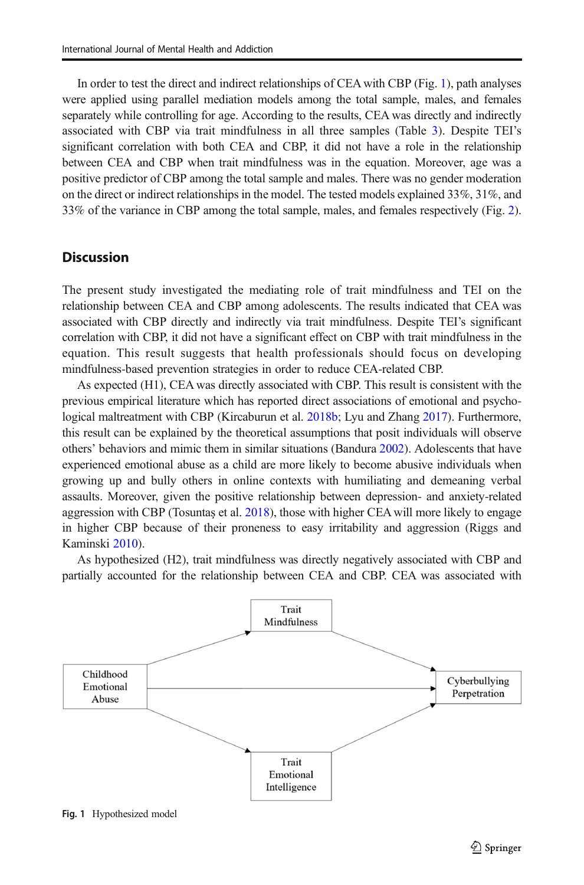In order to test the direct and indirect relationships of CEA with CBP (Fig. 1), path analyses were applied using parallel mediation models among the total sample, males, and females separately while controlling for age. According to the results, CEA was directly and indirectly associated with CBP via trait mindfulness in all three samples (Table 3). Despite TEI's significant correlation with both CEA and CBP, it did not have a role in the relationship between CEA and CBP when trait mindfulness was in the equation. Moreover, age was a positive predictor of CBP among the total sample and males. There was no gender moderation on the direct or indirect relationships in the model. The tested models explained 33%, 31%, and 33% of the variance in CBP among the total sample, males, and females respectively (Fig. 2).

## Discussion

The present study investigated the mediating role of trait mindfulness and TEI on the relationship between CEA and CBP among adolescents. The results indicated that CEA was associated with CBP directly and indirectly via trait mindfulness. Despite TEI's significant correlation with CBP, it did not have a significant effect on CBP with trait mindfulness in the equation. This result suggests that health professionals should focus on developing mindfulness-based prevention strategies in order to reduce CEA-related CBP.

As expected (H1), CEA was directly associated with CBP. This result is consistent with the previous empirical literature which has reported direct associations of emotional and psychological maltreatment with CBP (Kircaburun et al. 2018b; Lyu and Zhang 2017). Furthermore, this result can be explained by the theoretical assumptions that posit individuals will observe others' behaviors and mimic them in similar situations (Bandura 2002). Adolescents that have experienced emotional abuse as a child are more likely to become abusive individuals when growing up and bully others in online contexts with humiliating and demeaning verbal assaults. Moreover, given the positive relationship between depression- and anxiety-related aggression with CBP (Tosuntaş et al. 2018), those with higher CEA will more likely to engage in higher CBP because of their proneness to easy irritability and aggression (Riggs and Kaminski 2010).

As hypothesized (H2), trait mindfulness was directly negatively associated with CBP and partially accounted for the relationship between CEA and CBP. CEA was associated with

Fig. 1 Hypothesized model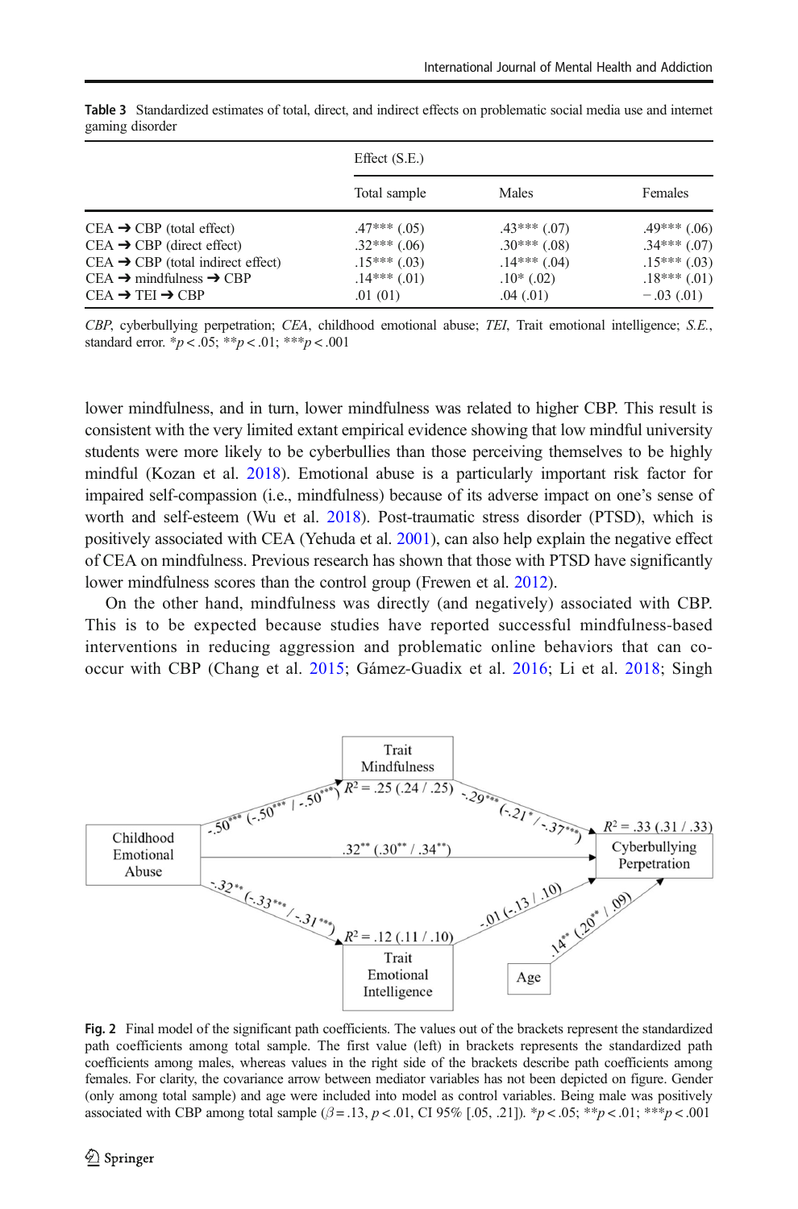**Table 3** Standardized estimates of total, direct, and indirect effects on problematic social media use and internet gaming disorder

| | Effect (S.E.) | | |
|---|---|---|---|
| | Total sample | Males | Females |
| CEA ➔ CBP (total effect) | .47*** (.05) | .43*** (.07) | .49*** (.06) |
| CEA ➔ CBP (direct effect) | .32*** (.06) | .30*** (.08) | .34*** (.07) |
| CEA ➔ CBP (total indirect effect) | .15*** (.03) | .14*** (.04) | .15*** (.03) |
| CEA ➔ mindfulness ➔ CBP | .14*** (.01) | .10* (.02) | .18*** (.01) |
| CEA ➔ TEI ➔ CBP | .01 (01) | .04 (.01) | − .03 (.01) |

*CBP*, cyberbullying perpetration; *CEA*, childhood emotional abuse; *TEI*, Trait emotional intelligence; *S.E.*, standard error. *$p < .05$; **$p < .01$; ***$p < .001$

lower mindfulness, and in turn, lower mindfulness was related to higher CBP. This result is consistent with the very limited extant empirical evidence showing that low mindful university students were more likely to be cyberbullies than those perceiving themselves to be highly mindful (Kozan et al. 2018). Emotional abuse is a particularly important risk factor for impaired self-compassion (i.e., mindfulness) because of its adverse impact on one's sense of worth and self-esteem (Wu et al. 2018). Post-traumatic stress disorder (PTSD), which is positively associated with CEA (Yehuda et al. 2001), can also help explain the negative effect of CEA on mindfulness. Previous research has shown that those with PTSD have significantly lower mindfulness scores than the control group (Frewen et al. 2012).

On the other hand, mindfulness was directly (and negatively) associated with CBP. This is to be expected because studies have reported successful mindfulness-based interventions in reducing aggression and problematic online behaviors that can co-occur with CBP (Chang et al. 2015; Gámez-Guadix et al. 2016; Li et al. 2018; Singh

**Fig. 2** Final model of the significant path coefficients. The values out of the brackets represent the standardized path coefficients among total sample. The first value (left) in brackets represents the standardized path coefficients among males, whereas values in the right side of the brackets describe path coefficients among females. For clarity, the covariance arrow between mediator variables has not been depicted on figure. Gender (only among total sample) and age were included into model as control variables. Being male was positively associated with CBP among total sample ($\beta = .13$, $p < .01$, CI 95% [.05, .21]). *$p < .05$; **$p < .01$; ***$p < .001$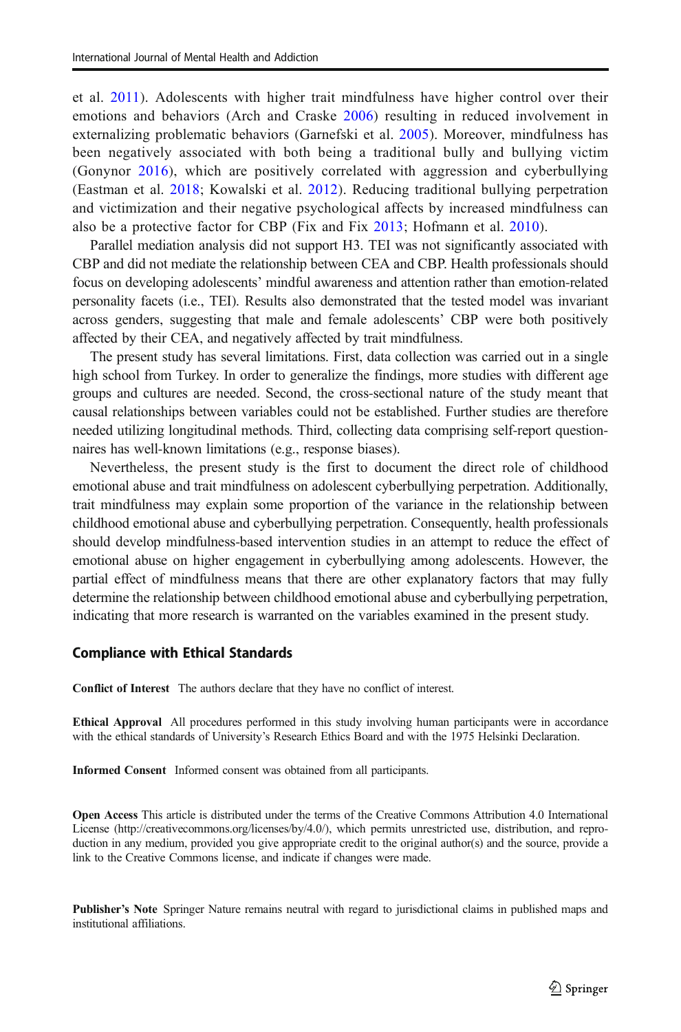et al. 2011). Adolescents with higher trait mindfulness have higher control over their emotions and behaviors (Arch and Craske 2006) resulting in reduced involvement in externalizing problematic behaviors (Garnefski et al. 2005). Moreover, mindfulness has been negatively associated with both being a traditional bully and bullying victim (Gonynor 2016), which are positively correlated with aggression and cyberbullying (Eastman et al. 2018; Kowalski et al. 2012). Reducing traditional bullying perpetration and victimization and their negative psychological affects by increased mindfulness can also be a protective factor for CBP (Fix and Fix 2013; Hofmann et al. 2010).

Parallel mediation analysis did not support H3. TEI was not significantly associated with CBP and did not mediate the relationship between CEA and CBP. Health professionals should focus on developing adolescents' mindful awareness and attention rather than emotion-related personality facets (i.e., TEI). Results also demonstrated that the tested model was invariant across genders, suggesting that male and female adolescents' CBP were both positively affected by their CEA, and negatively affected by trait mindfulness.

The present study has several limitations. First, data collection was carried out in a single high school from Turkey. In order to generalize the findings, more studies with different age groups and cultures are needed. Second, the cross-sectional nature of the study meant that causal relationships between variables could not be established. Further studies are therefore needed utilizing longitudinal methods. Third, collecting data comprising self-report questionnaires has well-known limitations (e.g., response biases).

Nevertheless, the present study is the first to document the direct role of childhood emotional abuse and trait mindfulness on adolescent cyberbullying perpetration. Additionally, trait mindfulness may explain some proportion of the variance in the relationship between childhood emotional abuse and cyberbullying perpetration. Consequently, health professionals should develop mindfulness-based intervention studies in an attempt to reduce the effect of emotional abuse on higher engagement in cyberbullying among adolescents. However, the partial effect of mindfulness means that there are other explanatory factors that may fully determine the relationship between childhood emotional abuse and cyberbullying perpetration, indicating that more research is warranted on the variables examined in the present study.

## Compliance with Ethical Standards

**Conflict of Interest** The authors declare that they have no conflict of interest.

**Ethical Approval** All procedures performed in this study involving human participants were in accordance with the ethical standards of University's Research Ethics Board and with the 1975 Helsinki Declaration.

**Informed Consent** Informed consent was obtained from all participants.

**Open Access** This article is distributed under the terms of the Creative Commons Attribution 4.0 International License (http://creativecommons.org/licenses/by/4.0/), which permits unrestricted use, distribution, and reproduction in any medium, provided you give appropriate credit to the original author(s) and the source, provide a link to the Creative Commons license, and indicate if changes were made.

**Publisher's Note** Springer Nature remains neutral with regard to jurisdictional claims in published maps and institutional affiliations.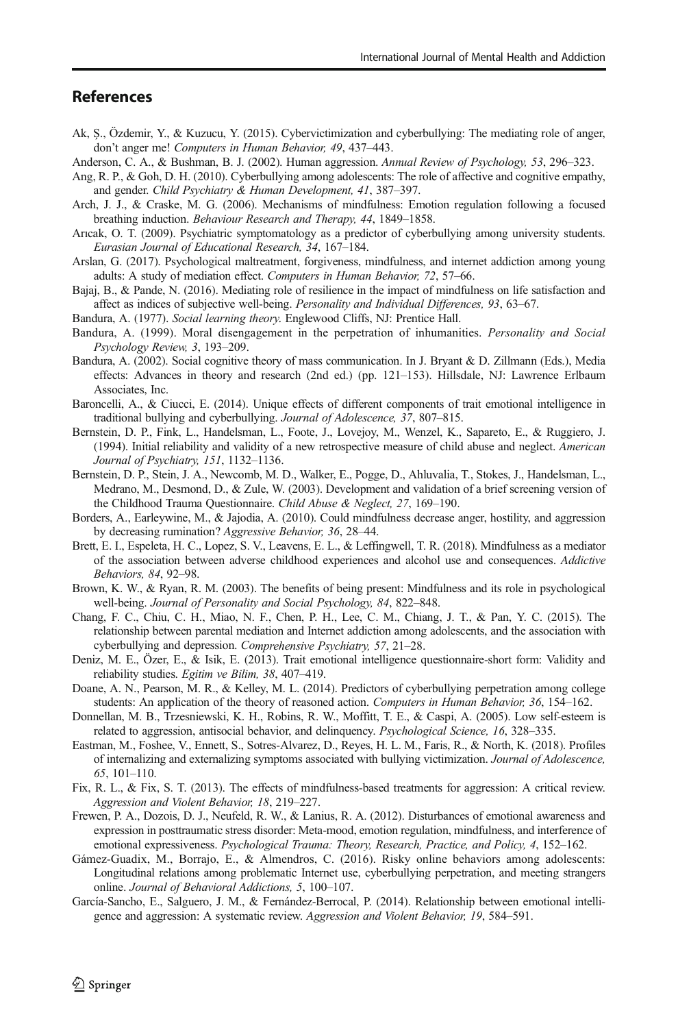## References

Ak, Ş., Özdemir, Y., & Kuzucu, Y. (2015). Cybervictimization and cyberbullying: The mediating role of anger, don't anger me! *Computers in Human Behavior, 49*, 437–443.

Anderson, C. A., & Bushman, B. J. (2002). Human aggression. *Annual Review of Psychology, 53*, 296–323.

Ang, R. P., & Goh, D. H. (2010). Cyberbullying among adolescents: The role of affective and cognitive empathy, and gender. *Child Psychiatry & Human Development, 41*, 387–397.

Arch, J. J., & Craske, M. G. (2006). Mechanisms of mindfulness: Emotion regulation following a focused breathing induction. *Behaviour Research and Therapy, 44*, 1849–1858.

Arıcak, O. T. (2009). Psychiatric symptomatology as a predictor of cyberbullying among university students. *Eurasian Journal of Educational Research, 34*, 167–184.

Arslan, G. (2017). Psychological maltreatment, forgiveness, mindfulness, and internet addiction among young adults: A study of mediation effect. *Computers in Human Behavior, 72*, 57–66.

Bajaj, B., & Pande, N. (2016). Mediating role of resilience in the impact of mindfulness on life satisfaction and affect as indices of subjective well-being. *Personality and Individual Differences, 93*, 63–67.

Bandura, A. (1977). *Social learning theory*. Englewood Cliffs, NJ: Prentice Hall.

Bandura, A. (1999). Moral disengagement in the perpetration of inhumanities. *Personality and Social Psychology Review, 3*, 193–209.

Bandura, A. (2002). Social cognitive theory of mass communication. In J. Bryant & D. Zillmann (Eds.), Media effects: Advances in theory and research (2nd ed.) (pp. 121–153). Hillsdale, NJ: Lawrence Erlbaum Associates, Inc.

Baroncelli, A., & Ciucci, E. (2014). Unique effects of different components of trait emotional intelligence in traditional bullying and cyberbullying. *Journal of Adolescence, 37*, 807–815.

Bernstein, D. P., Fink, L., Handelsman, L., Foote, J., Lovejoy, M., Wenzel, K., Sapareto, E., & Ruggiero, J. (1994). Initial reliability and validity of a new retrospective measure of child abuse and neglect. *American Journal of Psychiatry, 151*, 1132–1136.

Bernstein, D. P., Stein, J. A., Newcomb, M. D., Walker, E., Pogge, D., Ahluvalia, T., Stokes, J., Handelsman, L., Medrano, M., Desmond, D., & Zule, W. (2003). Development and validation of a brief screening version of the Childhood Trauma Questionnaire. *Child Abuse & Neglect, 27*, 169–190.

Borders, A., Earleywine, M., & Jajodia, A. (2010). Could mindfulness decrease anger, hostility, and aggression by decreasing rumination? *Aggressive Behavior, 36*, 28–44.

Brett, E. I., Espeleta, H. C., Lopez, S. V., Leavens, E. L., & Leffingwell, T. R. (2018). Mindfulness as a mediator of the association between adverse childhood experiences and alcohol use and consequences. *Addictive Behaviors, 84*, 92–98.

Brown, K. W., & Ryan, R. M. (2003). The benefits of being present: Mindfulness and its role in psychological well-being. *Journal of Personality and Social Psychology, 84*, 822–848.

Chang, F. C., Chiu, C. H., Miao, N. F., Chen, P. H., Lee, C. M., Chiang, J. T., & Pan, Y. C. (2015). The relationship between parental mediation and Internet addiction among adolescents, and the association with cyberbullying and depression. *Comprehensive Psychiatry, 57*, 21–28.

Deniz, M. E., Özer, E., & Isik, E. (2013). Trait emotional intelligence questionnaire-short form: Validity and reliability studies. *Egitim ve Bilim, 38*, 407–419.

Doane, A. N., Pearson, M. R., & Kelley, M. L. (2014). Predictors of cyberbullying perpetration among college students: An application of the theory of reasoned action. *Computers in Human Behavior, 36*, 154–162.

Donnellan, M. B., Trzesniewski, K. H., Robins, R. W., Moffitt, T. E., & Caspi, A. (2005). Low self-esteem is related to aggression, antisocial behavior, and delinquency. *Psychological Science, 16*, 328–335.

Eastman, M., Foshee, V., Ennett, S., Sotres-Alvarez, D., Reyes, H. L. M., Faris, R., & North, K. (2018). Profiles of internalizing and externalizing symptoms associated with bullying victimization. *Journal of Adolescence, 65*, 101–110.

Fix, R. L., & Fix, S. T. (2013). The effects of mindfulness-based treatments for aggression: A critical review. *Aggression and Violent Behavior, 18*, 219–227.

Frewen, P. A., Dozois, D. J., Neufeld, R. W., & Lanius, R. A. (2012). Disturbances of emotional awareness and expression in posttraumatic stress disorder: Meta-mood, emotion regulation, mindfulness, and interference of emotional expressiveness. *Psychological Trauma: Theory, Research, Practice, and Policy, 4*, 152–162.

Gámez-Guadix, M., Borrajo, E., & Almendros, C. (2016). Risky online behaviors among adolescents: Longitudinal relations among problematic Internet use, cyberbullying perpetration, and meeting strangers online. *Journal of Behavioral Addictions, 5*, 100–107.

García-Sancho, E., Salguero, J. M., & Fernández-Berrocal, P. (2014). Relationship between emotional intelligence and aggression: A systematic review. *Aggression and Violent Behavior, 19*, 584–591.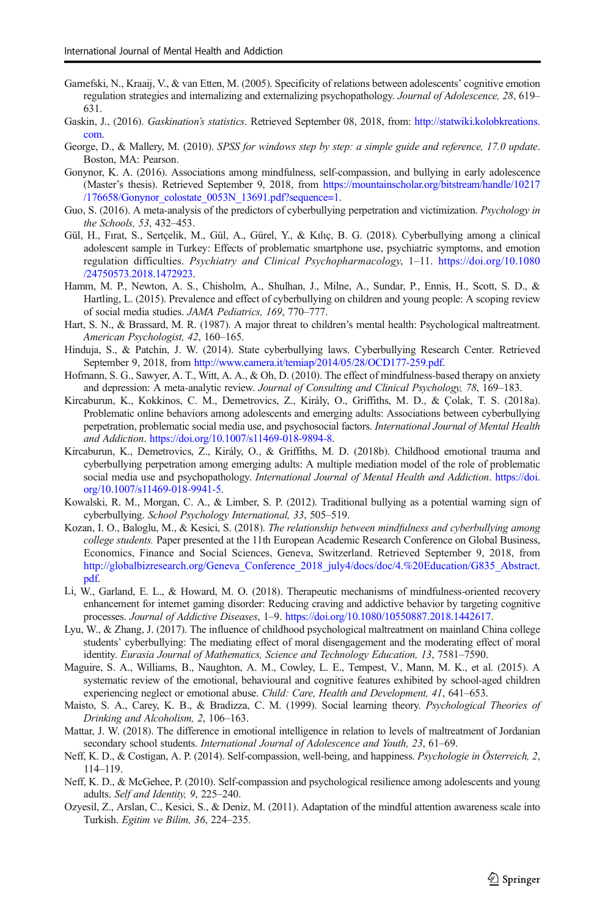Garnefski, N., Kraaij, V., & van Etten, M. (2005). Specificity of relations between adolescents' cognitive emotion regulation strategies and internalizing and externalizing psychopathology. *Journal of Adolescence, 28*, 619–631.

Gaskin, J., (2016). *Gaskination's statistics*. Retrieved September 08, 2018, from: http://statwiki.kolobkreations.com.

George, D., & Mallery, M. (2010). *SPSS for windows step by step: a simple guide and reference, 17.0 update*. Boston, MA: Pearson.

Gonynor, K. A. (2016). Associations among mindfulness, self-compassion, and bullying in early adolescence (Master's thesis). Retrieved September 9, 2018, from https://mountainscholar.org/bitstream/handle/10217/176658/Gonynor_colostate_0053N_13691.pdf?sequence=1.

Guo, S. (2016). A meta-analysis of the predictors of cyberbullying perpetration and victimization. *Psychology in the Schools, 53*, 432–453.

Gül, H., Fırat, S., Sertçelik, M., Gül, A., Gürel, Y., & Kılıç, B. G. (2018). Cyberbullying among a clinical adolescent sample in Turkey: Effects of problematic smartphone use, psychiatric symptoms, and emotion regulation difficulties. *Psychiatry and Clinical Psychopharmacology*, 1–11. https://doi.org/10.1080/24750573.2018.1472923.

Hamm, M. P., Newton, A. S., Chisholm, A., Shulhan, J., Milne, A., Sundar, P., Ennis, H., Scott, S. D., & Hartling, L. (2015). Prevalence and effect of cyberbullying on children and young people: A scoping review of social media studies. *JAMA Pediatrics, 169*, 770–777.

Hart, S. N., & Brassard, M. R. (1987). A major threat to children's mental health: Psychological maltreatment. *American Psychologist, 42*, 160–165.

Hinduja, S., & Patchin, J. W. (2014). State cyberbullying laws. Cyberbullying Research Center. Retrieved September 9, 2018, from http://www.camera.it/temiap/2014/05/28/OCD177-259.pdf.

Hofmann, S. G., Sawyer, A. T., Witt, A. A., & Oh, D. (2010). The effect of mindfulness-based therapy on anxiety and depression: A meta-analytic review. *Journal of Consulting and Clinical Psychology, 78*, 169–183.

Kircaburun, K., Kokkinos, C. M., Demetrovics, Z., Király, O., Griffiths, M. D., & Çolak, T. S. (2018a). Problematic online behaviors among adolescents and emerging adults: Associations between cyberbullying perpetration, problematic social media use, and psychosocial factors. *International Journal of Mental Health and Addiction*. https://doi.org/10.1007/s11469-018-9894-8.

Kircaburun, K., Demetrovics, Z., Király, O., & Griffiths, M. D. (2018b). Childhood emotional trauma and cyberbullying perpetration among emerging adults: A multiple mediation model of the role of problematic social media use and psychopathology. *International Journal of Mental Health and Addiction*. https://doi.org/10.1007/s11469-018-9941-5.

Kowalski, R. M., Morgan, C. A., & Limber, S. P. (2012). Traditional bullying as a potential warning sign of cyberbullying. *School Psychology International, 33*, 505–519.

Kozan, I. O., Baloglu, M., & Kesici, S. (2018). *The relationship between mindfulness and cyberbullying among college students.* Paper presented at the 11th European Academic Research Conference on Global Business, Economics, Finance and Social Sciences, Geneva, Switzerland. Retrieved September 9, 2018, from http://globalbizresearch.org/Geneva_Conference_2018_july4/docs/doc/4.%20Education/G835_Abstract.pdf.

Li, W., Garland, E. L., & Howard, M. O. (2018). Therapeutic mechanisms of mindfulness-oriented recovery enhancement for internet gaming disorder: Reducing craving and addictive behavior by targeting cognitive processes. *Journal of Addictive Diseases*, 1–9. https://doi.org/10.1080/10550887.2018.1442617.

Lyu, W., & Zhang, J. (2017). The influence of childhood psychological maltreatment on mainland China college students' cyberbullying: The mediating effect of moral disengagement and the moderating effect of moral identity. *Eurasia Journal of Mathematics, Science and Technology Education, 13*, 7581–7590.

Maguire, S. A., Williams, B., Naughton, A. M., Cowley, L. E., Tempest, V., Mann, M. K., et al. (2015). A systematic review of the emotional, behavioural and cognitive features exhibited by school-aged children experiencing neglect or emotional abuse. *Child: Care, Health and Development, 41*, 641–653.

Maisto, S. A., Carey, K. B., & Bradizza, C. M. (1999). Social learning theory. *Psychological Theories of Drinking and Alcoholism, 2*, 106–163.

Mattar, J. W. (2018). The difference in emotional intelligence in relation to levels of maltreatment of Jordanian secondary school students. *International Journal of Adolescence and Youth, 23*, 61–69.

Neff, K. D., & Costigan, A. P. (2014). Self-compassion, well-being, and happiness. *Psychologie in Österreich, 2*, 114–119.

Neff, K. D., & McGehee, P. (2010). Self-compassion and psychological resilience among adolescents and young adults. *Self and Identity, 9*, 225–240.

Ozyesil, Z., Arslan, C., Kesici, S., & Deniz, M. (2011). Adaptation of the mindful attention awareness scale into Turkish. *Egitim ve Bilim, 36*, 224–235.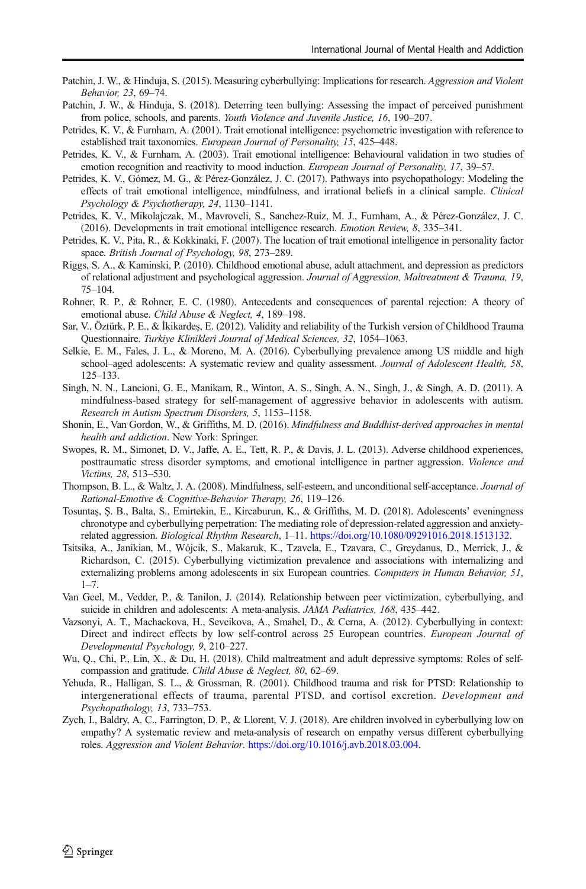Patchin, J. W., & Hinduja, S. (2015). Measuring cyberbullying: Implications for research. *Aggression and Violent Behavior, 23*, 69–74.

Patchin, J. W., & Hinduja, S. (2018). Deterring teen bullying: Assessing the impact of perceived punishment from police, schools, and parents. *Youth Violence and Juvenile Justice, 16*, 190–207.

Petrides, K. V., & Furnham, A. (2001). Trait emotional intelligence: psychometric investigation with reference to established trait taxonomies. *European Journal of Personality, 15*, 425–448.

Petrides, K. V., & Furnham, A. (2003). Trait emotional intelligence: Behavioural validation in two studies of emotion recognition and reactivity to mood induction. *European Journal of Personality, 17*, 39–57.

Petrides, K. V., Gómez, M. G., & Pérez-González, J. C. (2017). Pathways into psychopathology: Modeling the effects of trait emotional intelligence, mindfulness, and irrational beliefs in a clinical sample. *Clinical Psychology & Psychotherapy, 24*, 1130–1141.

Petrides, K. V., Mikolajczak, M., Mavroveli, S., Sanchez-Ruiz, M. J., Furnham, A., & Pérez-González, J. C. (2016). Developments in trait emotional intelligence research. *Emotion Review, 8*, 335–341.

Petrides, K. V., Pita, R., & Kokkinaki, F. (2007). The location of trait emotional intelligence in personality factor space. *British Journal of Psychology, 98*, 273–289.

Riggs, S. A., & Kaminski, P. (2010). Childhood emotional abuse, adult attachment, and depression as predictors of relational adjustment and psychological aggression. *Journal of Aggression, Maltreatment & Trauma, 19*, 75–104.

Rohner, R. P., & Rohner, E. C. (1980). Antecedents and consequences of parental rejection: A theory of emotional abuse. *Child Abuse & Neglect, 4*, 189–198.

Sar, V., Öztürk, P. E., & İkikardeş, E. (2012). Validity and reliability of the Turkish version of Childhood Trauma Questionnaire. *Turkiye Klinikleri Journal of Medical Sciences, 32*, 1054–1063.

Selkie, E. M., Fales, J. L., & Moreno, M. A. (2016). Cyberbullying prevalence among US middle and high school–aged adolescents: A systematic review and quality assessment. *Journal of Adolescent Health, 58*, 125–133.

Singh, N. N., Lancioni, G. E., Manikam, R., Winton, A. S., Singh, A. N., Singh, J., & Singh, A. D. (2011). A mindfulness-based strategy for self-management of aggressive behavior in adolescents with autism. *Research in Autism Spectrum Disorders, 5*, 1153–1158.

Shonin, E., Van Gordon, W., & Griffiths, M. D. (2016). *Mindfulness and Buddhist-derived approaches in mental health and addiction*. New York: Springer.

Swopes, R. M., Simonet, D. V., Jaffe, A. E., Tett, R. P., & Davis, J. L. (2013). Adverse childhood experiences, posttraumatic stress disorder symptoms, and emotional intelligence in partner aggression. *Violence and Victims, 28*, 513–530.

Thompson, B. L., & Waltz, J. A. (2008). Mindfulness, self-esteem, and unconditional self-acceptance. *Journal of Rational-Emotive & Cognitive-Behavior Therapy, 26*, 119–126.

Tosuntaş, Ş. B., Balta, S., Emirtekin, E., Kircaburun, K., & Griffiths, M. D. (2018). Adolescents' eveningness chronotype and cyberbullying perpetration: The mediating role of depression-related aggression and anxiety-related aggression. *Biological Rhythm Research*, 1–11. https://doi.org/10.1080/09291016.2018.1513132.

Tsitsika, A., Janikian, M., Wójcik, S., Makaruk, K., Tzavela, E., Tzavara, C., Greydanus, D., Merrick, J., & Richardson, C. (2015). Cyberbullying victimization prevalence and associations with internalizing and externalizing problems among adolescents in six European countries. *Computers in Human Behavior, 51*, 1–7.

Van Geel, M., Vedder, P., & Tanilon, J. (2014). Relationship between peer victimization, cyberbullying, and suicide in children and adolescents: A meta-analysis. *JAMA Pediatrics, 168*, 435–442.

Vazsonyi, A. T., Machackova, H., Sevcikova, A., Smahel, D., & Cerna, A. (2012). Cyberbullying in context: Direct and indirect effects by low self-control across 25 European countries. *European Journal of Developmental Psychology, 9*, 210–227.

Wu, Q., Chi, P., Lin, X., & Du, H. (2018). Child maltreatment and adult depressive symptoms: Roles of self-compassion and gratitude. *Child Abuse & Neglect, 80*, 62–69.

Yehuda, R., Halligan, S. L., & Grossman, R. (2001). Childhood trauma and risk for PTSD: Relationship to intergenerational effects of trauma, parental PTSD, and cortisol excretion. *Development and Psychopathology, 13*, 733–753.

Zych, I., Baldry, A. C., Farrington, D. P., & Llorent, V. J. (2018). Are children involved in cyberbullying low on empathy? A systematic review and meta-analysis of research on empathy versus different cyberbullying roles. *Aggression and Violent Behavior*. https://doi.org/10.1016/j.avb.2018.03.004.